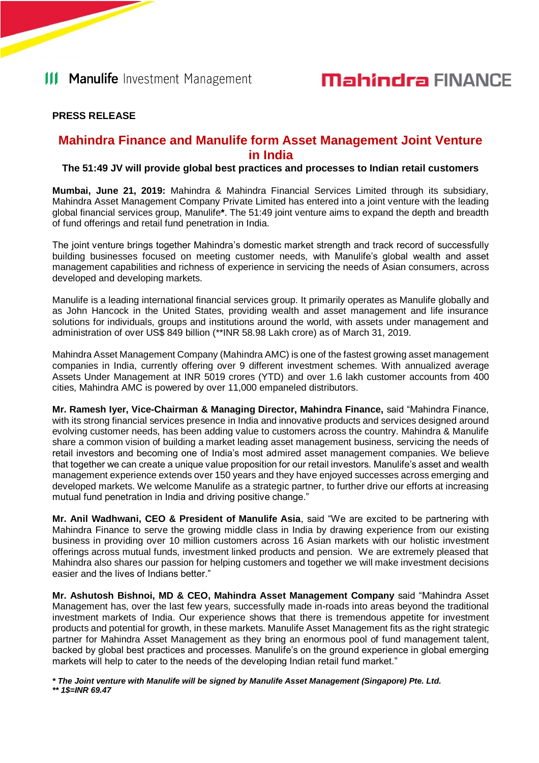Manulife Investment Management

Mahindra FINANCE

**PRESS RELEASE**

# Mahindra Finance and Manulife form Asset Management Joint Venture in India

### The 51:49 JV will provide global best practices and processes to Indian retail customers

**Mumbai, June 21, 2019:** Mahindra & Mahindra Financial Services Limited through its subsidiary, Mahindra Asset Management Company Private Limited has entered into a joint venture with the leading global financial services group, Manulife**\***. The 51:49 joint venture aims to expand the depth and breadth of fund offerings and retail fund penetration in India.

The joint venture brings together Mahindra's domestic market strength and track record of successfully building businesses focused on meeting customer needs, with Manulife's global wealth and asset management capabilities and richness of experience in servicing the needs of Asian consumers, across developed and developing markets.

Manulife is a leading international financial services group. It primarily operates as Manulife globally and as John Hancock in the United States, providing wealth and asset management and life insurance solutions for individuals, groups and institutions around the world, with assets under management and administration of over US$ 849 billion (**INR 58.98 Lakh crore) as of March 31, 2019.

Mahindra Asset Management Company (Mahindra AMC) is one of the fastest growing asset management companies in India, currently offering over 9 different investment schemes. With annualized average Assets Under Management at INR 5019 crores (YTD) and over 1.6 lakh customer accounts from 400 cities, Mahindra AMC is powered by over 11,000 empaneled distributors.

**Mr. Ramesh Iyer, Vice-Chairman & Managing Director, Mahindra Finance,** said "Mahindra Finance, with its strong financial services presence in India and innovative products and services designed around evolving customer needs, has been adding value to customers across the country. Mahindra & Manulife share a common vision of building a market leading asset management business, servicing the needs of retail investors and becoming one of India's most admired asset management companies. We believe that together we can create a unique value proposition for our retail investors. Manulife's asset and wealth management experience extends over 150 years and they have enjoyed successes across emerging and developed markets. We welcome Manulife as a strategic partner, to further drive our efforts at increasing mutual fund penetration in India and driving positive change."

**Mr. Anil Wadhwani, CEO & President of Manulife Asia**, said "We are excited to be partnering with Mahindra Finance to serve the growing middle class in India by drawing experience from our existing business in providing over 10 million customers across 16 Asian markets with our holistic investment offerings across mutual funds, investment linked products and pension. We are extremely pleased that Mahindra also shares our passion for helping customers and together we will make investment decisions easier and the lives of Indians better."

**Mr. Ashutosh Bishnoi, MD & CEO, Mahindra Asset Management Company** said "Mahindra Asset Management has, over the last few years, successfully made in-roads into areas beyond the traditional investment markets of India. Our experience shows that there is tremendous appetite for investment products and potential for growth, in these markets. Manulife Asset Management fits as the right strategic partner for Mahindra Asset Management as they bring an enormous pool of fund management talent, backed by global best practices and processes. Manulife's on the ground experience in global emerging markets will help to cater to the needs of the developing Indian retail fund market."

***\* The Joint venture with Manulife will be signed by Manulife Asset Management (Singapore) Pte. Ltd.***
***\*\* 1$=INR 69.47***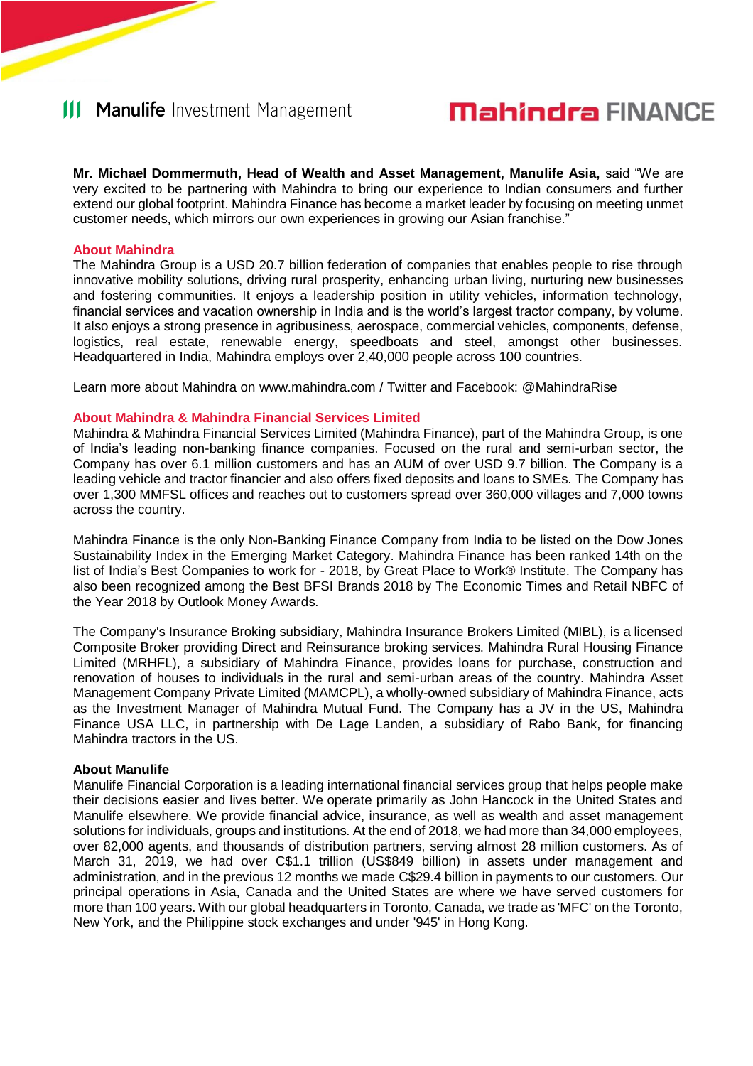**Mr. Michael Dommermuth, Head of Wealth and Asset Management, Manulife Asia,** said "We are very excited to be partnering with Mahindra to bring our experience to Indian consumers and further extend our global footprint. Mahindra Finance has become a market leader by focusing on meeting unmet customer needs, which mirrors our own experiences in growing our Asian franchise."

## About Mahindra

The Mahindra Group is a USD 20.7 billion federation of companies that enables people to rise through innovative mobility solutions, driving rural prosperity, enhancing urban living, nurturing new businesses and fostering communities. It enjoys a leadership position in utility vehicles, information technology, financial services and vacation ownership in India and is the world's largest tractor company, by volume. It also enjoys a strong presence in agribusiness, aerospace, commercial vehicles, components, defense, logistics, real estate, renewable energy, speedboats and steel, amongst other businesses. Headquartered in India, Mahindra employs over 2,40,000 people across 100 countries.

Learn more about Mahindra on www.mahindra.com / Twitter and Facebook: @MahindraRise

## About Mahindra & Mahindra Financial Services Limited

Mahindra & Mahindra Financial Services Limited (Mahindra Finance), part of the Mahindra Group, is one of India's leading non-banking finance companies. Focused on the rural and semi-urban sector, the Company has over 6.1 million customers and has an AUM of over USD 9.7 billion. The Company is a leading vehicle and tractor financier and also offers fixed deposits and loans to SMEs. The Company has over 1,300 MMFSL offices and reaches out to customers spread over 360,000 villages and 7,000 towns across the country.

Mahindra Finance is the only Non-Banking Finance Company from India to be listed on the Dow Jones Sustainability Index in the Emerging Market Category. Mahindra Finance has been ranked 14th on the list of India's Best Companies to work for - 2018, by Great Place to Work® Institute. The Company has also been recognized among the Best BFSI Brands 2018 by The Economic Times and Retail NBFC of the Year 2018 by Outlook Money Awards.

The Company's Insurance Broking subsidiary, Mahindra Insurance Brokers Limited (MIBL), is a licensed Composite Broker providing Direct and Reinsurance broking services. Mahindra Rural Housing Finance Limited (MRHFL), a subsidiary of Mahindra Finance, provides loans for purchase, construction and renovation of houses to individuals in the rural and semi-urban areas of the country. Mahindra Asset Management Company Private Limited (MAMCPL), a wholly-owned subsidiary of Mahindra Finance, acts as the Investment Manager of Mahindra Mutual Fund. The Company has a JV in the US, Mahindra Finance USA LLC, in partnership with De Lage Landen, a subsidiary of Rabo Bank, for financing Mahindra tractors in the US.

## About Manulife

Manulife Financial Corporation is a leading international financial services group that helps people make their decisions easier and lives better. We operate primarily as John Hancock in the United States and Manulife elsewhere. We provide financial advice, insurance, as well as wealth and asset management solutions for individuals, groups and institutions. At the end of 2018, we had more than 34,000 employees, over 82,000 agents, and thousands of distribution partners, serving almost 28 million customers. As of March 31, 2019, we had over C$1.1 trillion (US$849 billion) in assets under management and administration, and in the previous 12 months we made C$29.4 billion in payments to our customers. Our principal operations in Asia, Canada and the United States are where we have served customers for more than 100 years. With our global headquarters in Toronto, Canada, we trade as 'MFC' on the Toronto, New York, and the Philippine stock exchanges and under '945' in Hong Kong.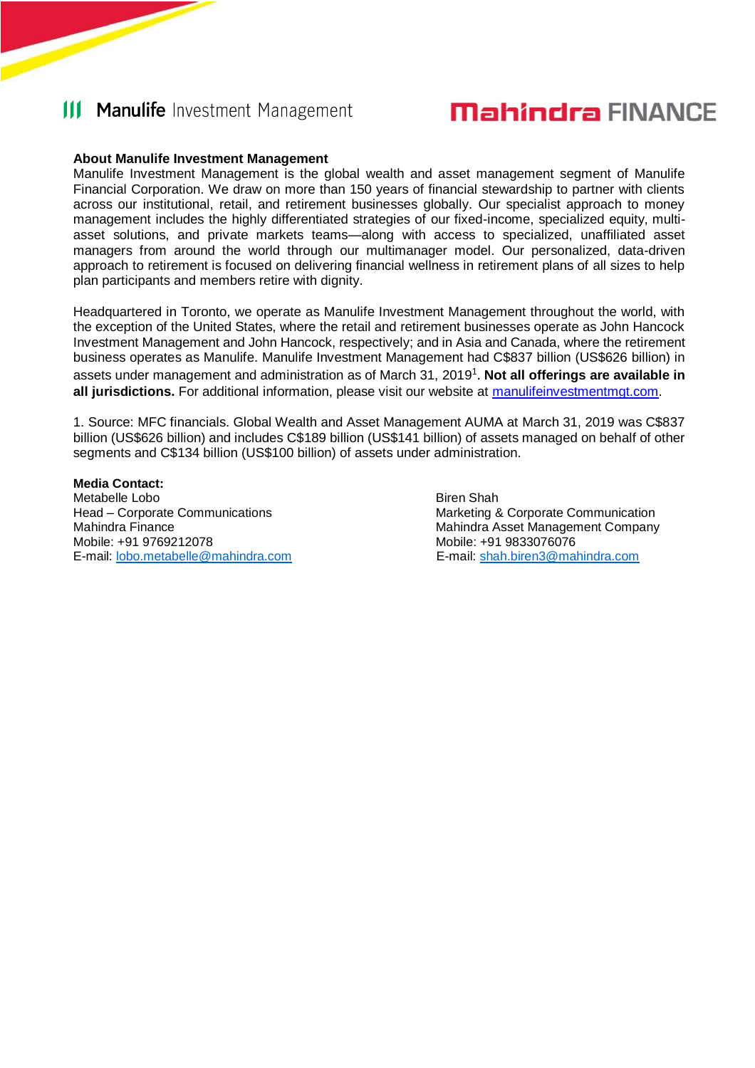Manulife Investment Management

Mahindra FINANCE

**About Manulife Investment Management**

Manulife Investment Management is the global wealth and asset management segment of Manulife Financial Corporation. We draw on more than 150 years of financial stewardship to partner with clients across our institutional, retail, and retirement businesses globally. Our specialist approach to money management includes the highly differentiated strategies of our fixed-income, specialized equity, multi-asset solutions, and private markets teams—along with access to specialized, unaffiliated asset managers from around the world through our multimanager model. Our personalized, data-driven approach to retirement is focused on delivering financial wellness in retirement plans of all sizes to help plan participants and members retire with dignity.

Headquartered in Toronto, we operate as Manulife Investment Management throughout the world, with the exception of the United States, where the retail and retirement businesses operate as John Hancock Investment Management and John Hancock, respectively; and in Asia and Canada, where the retirement business operates as Manulife. Manulife Investment Management had C$837 billion (US$626 billion) in assets under management and administration as of March 31, 2019[1]. **Not all offerings are available in all jurisdictions.** For additional information, please visit our website at manulifeinvestmentmgt.com.

1. Source: MFC financials. Global Wealth and Asset Management AUMA at March 31, 2019 was C$837 billion (US$626 billion) and includes C$189 billion (US$141 billion) of assets managed on behalf of other segments and C$134 billion (US$100 billion) of assets under administration.

**Media Contact:**

Metabelle Lobo
Head – Corporate Communications
Mahindra Finance
Mobile: +91 9769212078
E-mail: lobo.metabelle@mahindra.com

Biren Shah
Marketing & Corporate Communication
Mahindra Asset Management Company
Mobile: +91 9833076076
E-mail: shah.biren3@mahindra.com